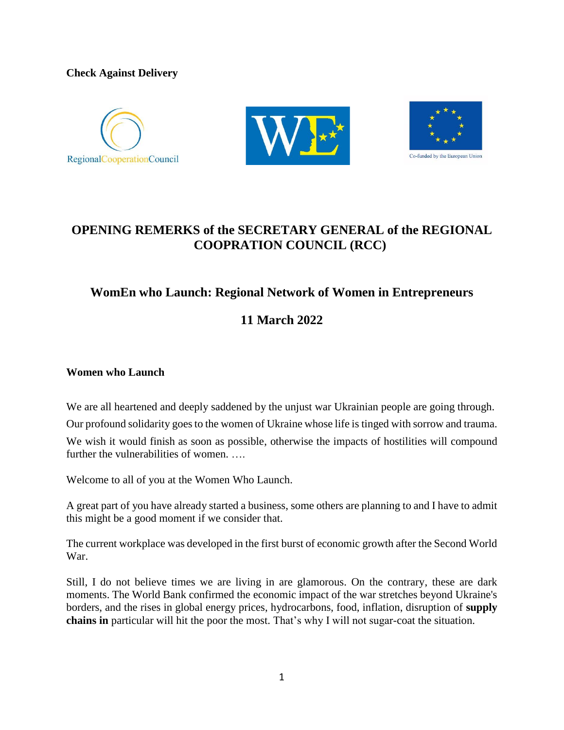**Check Against Delivery**

Co-funded by the European Union

# OPENING REMERKS of the SECRETARY GENERAL of the REGIONAL COOPRATION COUNCIL (RCC)

## WomEn who Launch: Regional Network of Women in Entrepreneurs

## 11 March 2022

**Women who Launch**

We are all heartened and deeply saddened by the unjust war Ukrainian people are going through.

Our profound solidarity goes to the women of Ukraine whose life is tinged with sorrow and trauma.

We wish it would finish as soon as possible, otherwise the impacts of hostilities will compound further the vulnerabilities of women. ….

Welcome to all of you at the Women Who Launch.

A great part of you have already started a business, some others are planning to and I have to admit this might be a good moment if we consider that.

The current workplace was developed in the first burst of economic growth after the Second World War.

Still, I do not believe times we are living in are glamorous. On the contrary, these are dark moments. The World Bank confirmed the economic impact of the war stretches beyond Ukraine's borders, and the rises in global energy prices, hydrocarbons, food, inflation, disruption of **supply chains in** particular will hit the poor the most. That's why I will not sugar-coat the situation.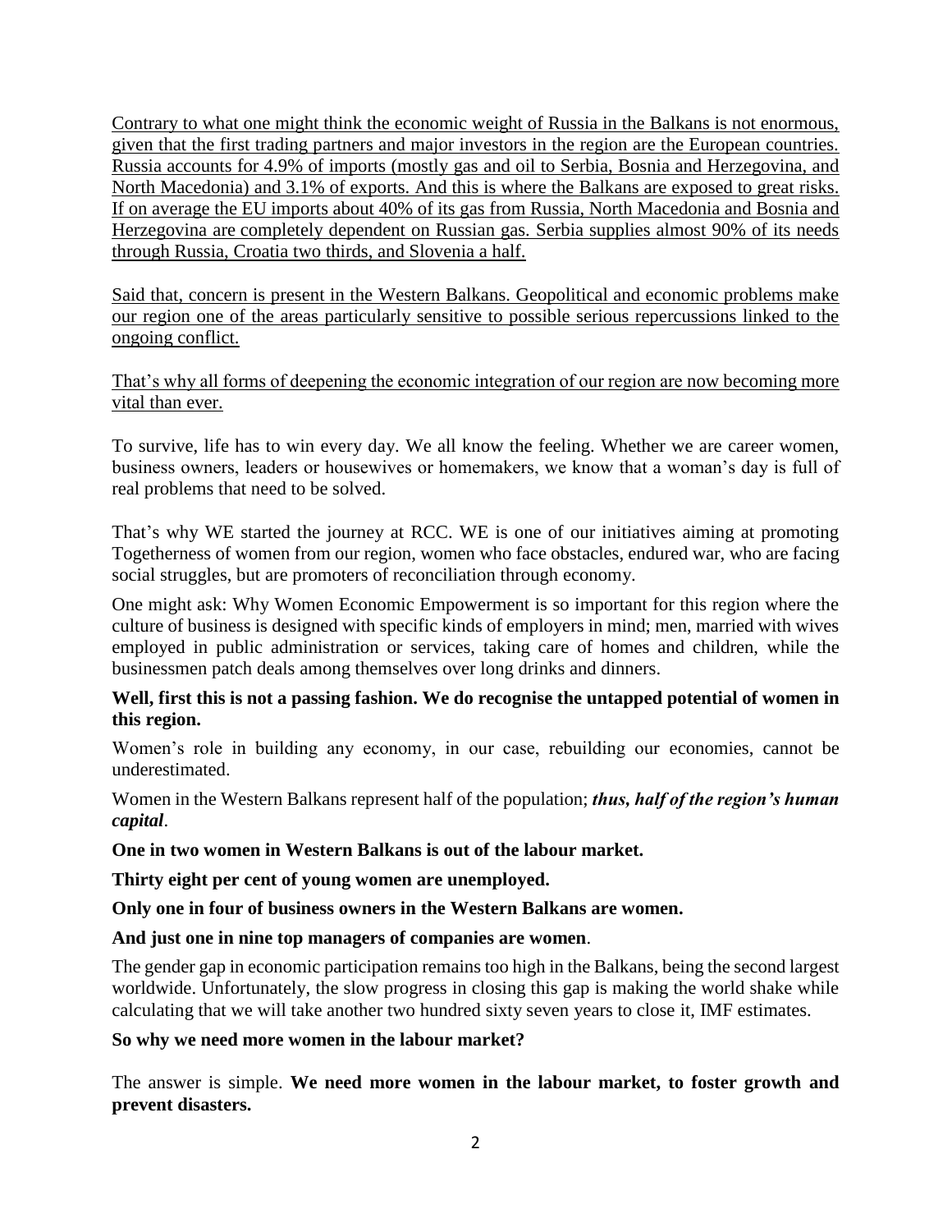Contrary to what one might think the economic weight of Russia in the Balkans is not enormous, given that the first trading partners and major investors in the region are the European countries. Russia accounts for 4.9% of imports (mostly gas and oil to Serbia, Bosnia and Herzegovina, and North Macedonia) and 3.1% of exports. And this is where the Balkans are exposed to great risks. If on average the EU imports about 40% of its gas from Russia, North Macedonia and Bosnia and Herzegovina are completely dependent on Russian gas. Serbia supplies almost 90% of its needs through Russia, Croatia two thirds, and Slovenia a half.

Said that, concern is present in the Western Balkans. Geopolitical and economic problems make our region one of the areas particularly sensitive to possible serious repercussions linked to the ongoing conflict.

That's why all forms of deepening the economic integration of our region are now becoming more vital than ever.

To survive, life has to win every day. We all know the feeling. Whether we are career women, business owners, leaders or housewives or homemakers, we know that a woman's day is full of real problems that need to be solved.

That's why WE started the journey at RCC. WE is one of our initiatives aiming at promoting Togetherness of women from our region, women who face obstacles, endured war, who are facing social struggles, but are promoters of reconciliation through economy.

One might ask: Why Women Economic Empowerment is so important for this region where the culture of business is designed with specific kinds of employers in mind; men, married with wives employed in public administration or services, taking care of homes and children, while the businessmen patch deals among themselves over long drinks and dinners.

**Well, first this is not a passing fashion. We do recognise the untapped potential of women in this region.**

Women's role in building any economy, in our case, rebuilding our economies, cannot be underestimated.

Women in the Western Balkans represent half of the population; ***thus, half of the region's human capital***.

**One in two women in Western Balkans is out of the labour market.**

**Thirty eight per cent of young women are unemployed.**

**Only one in four of business owners in the Western Balkans are women.**

**And just one in nine top managers of companies are women**.

The gender gap in economic participation remains too high in the Balkans, being the second largest worldwide. Unfortunately, the slow progress in closing this gap is making the world shake while calculating that we will take another two hundred sixty seven years to close it, IMF estimates.

**So why we need more women in the labour market?**

The answer is simple. **We need more women in the labour market, to foster growth and prevent disasters.**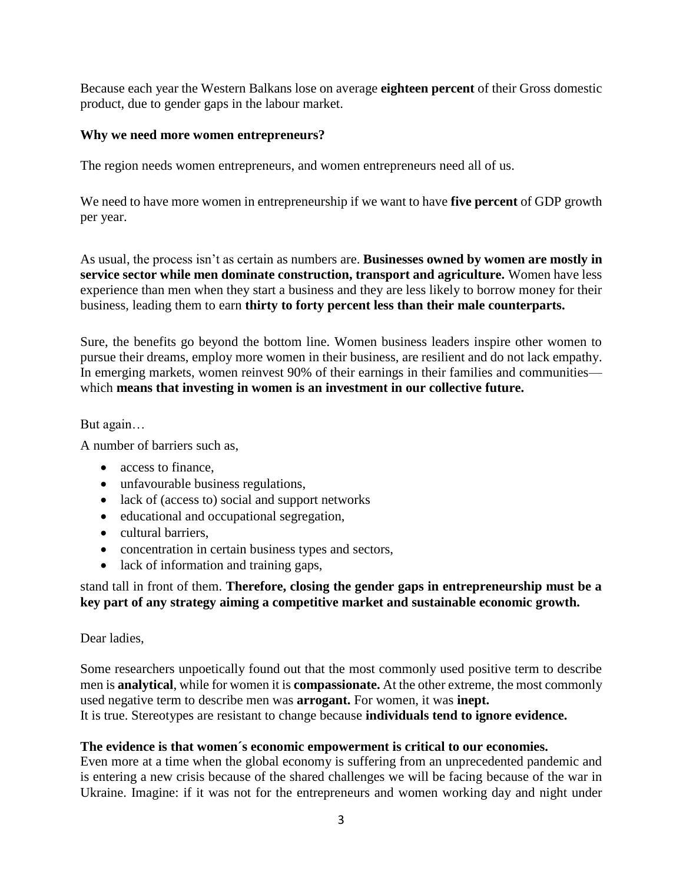Because each year the Western Balkans lose on average **eighteen percent** of their Gross domestic product, due to gender gaps in the labour market.

**Why we need more women entrepreneurs?**

The region needs women entrepreneurs, and women entrepreneurs need all of us.

We need to have more women in entrepreneurship if we want to have **five percent** of GDP growth per year.

As usual, the process isn't as certain as numbers are. **Businesses owned by women are mostly in service sector while men dominate construction, transport and agriculture.** Women have less experience than men when they start a business and they are less likely to borrow money for their business, leading them to earn **thirty to forty percent less than their male counterparts.**

Sure, the benefits go beyond the bottom line. Women business leaders inspire other women to pursue their dreams, employ more women in their business, are resilient and do not lack empathy. In emerging markets, women reinvest 90% of their earnings in their families and communities— which **means that investing in women is an investment in our collective future.**

But again…

A number of barriers such as,

- access to finance,
- unfavourable business regulations,
- lack of (access to) social and support networks
- educational and occupational segregation,
- cultural barriers,
- concentration in certain business types and sectors,
- lack of information and training gaps,

stand tall in front of them. **Therefore, closing the gender gaps in entrepreneurship must be a key part of any strategy aiming a competitive market and sustainable economic growth.**

Dear ladies,

Some researchers unpoetically found out that the most commonly used positive term to describe men is **analytical**, while for women it is **compassionate.** At the other extreme, the most commonly used negative term to describe men was **arrogant.** For women, it was **inept.**
It is true. Stereotypes are resistant to change because **individuals tend to ignore evidence.**

**The evidence is that women´s economic empowerment is critical to our economies.**
Even more at a time when the global economy is suffering from an unprecedented pandemic and is entering a new crisis because of the shared challenges we will be facing because of the war in Ukraine. Imagine: if it was not for the entrepreneurs and women working day and night under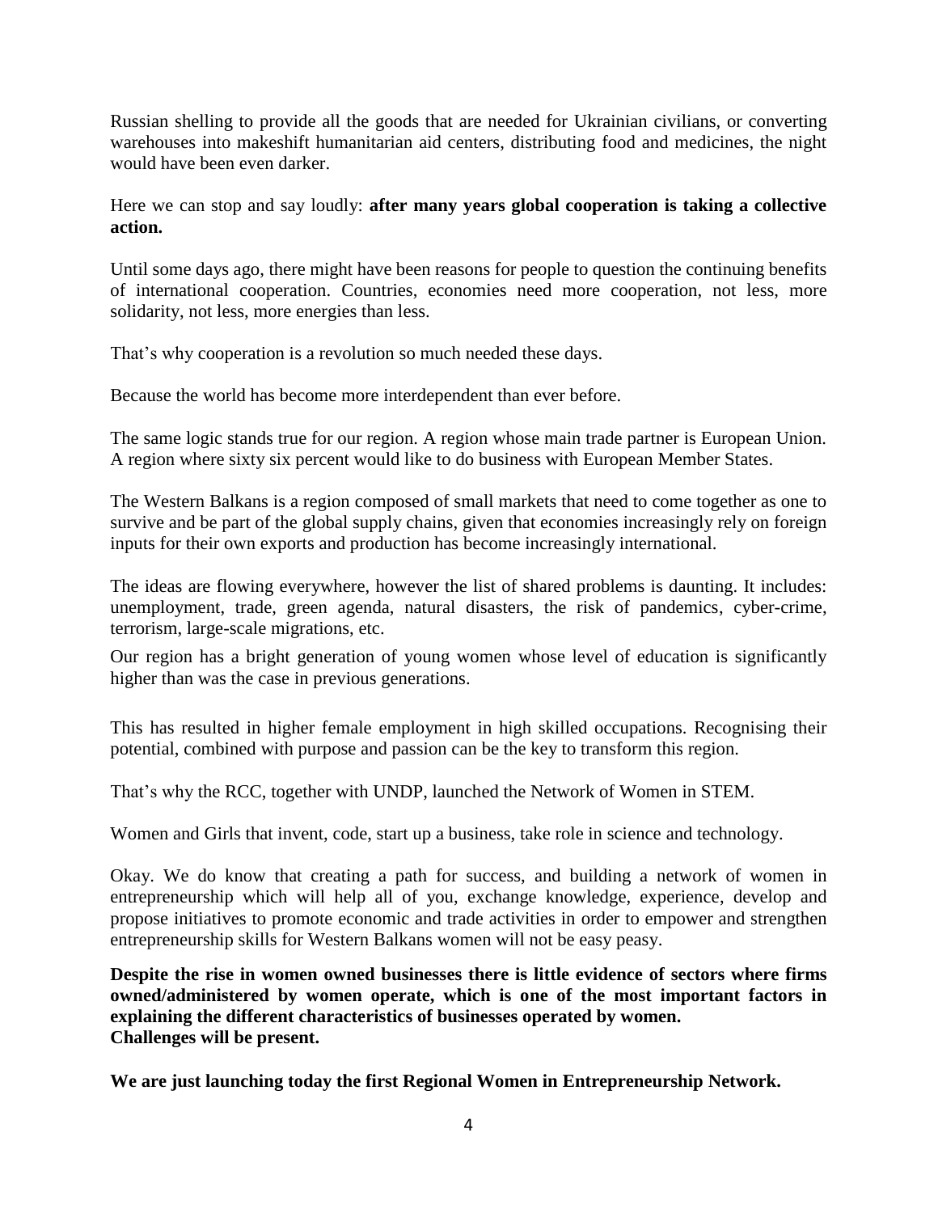Russian shelling to provide all the goods that are needed for Ukrainian civilians, or converting warehouses into makeshift humanitarian aid centers, distributing food and medicines, the night would have been even darker.

Here we can stop and say loudly: **after many years global cooperation is taking a collective action.**

Until some days ago, there might have been reasons for people to question the continuing benefits of international cooperation. Countries, economies need more cooperation, not less, more solidarity, not less, more energies than less.

That's why cooperation is a revolution so much needed these days.

Because the world has become more interdependent than ever before.

The same logic stands true for our region. A region whose main trade partner is European Union. A region where sixty six percent would like to do business with European Member States.

The Western Balkans is a region composed of small markets that need to come together as one to survive and be part of the global supply chains, given that economies increasingly rely on foreign inputs for their own exports and production has become increasingly international.

The ideas are flowing everywhere, however the list of shared problems is daunting. It includes: unemployment, trade, green agenda, natural disasters, the risk of pandemics, cyber-crime, terrorism, large-scale migrations, etc.

Our region has a bright generation of young women whose level of education is significantly higher than was the case in previous generations.

This has resulted in higher female employment in high skilled occupations. Recognising their potential, combined with purpose and passion can be the key to transform this region.

That's why the RCC, together with UNDP, launched the Network of Women in STEM.

Women and Girls that invent, code, start up a business, take role in science and technology.

Okay. We do know that creating a path for success, and building a network of women in entrepreneurship which will help all of you, exchange knowledge, experience, develop and propose initiatives to promote economic and trade activities in order to empower and strengthen entrepreneurship skills for Western Balkans women will not be easy peasy.

**Despite the rise in women owned businesses there is little evidence of sectors where firms owned/administered by women operate, which is one of the most important factors in explaining the different characteristics of businesses operated by women.**
**Challenges will be present.**

**We are just launching today the first Regional Women in Entrepreneurship Network.**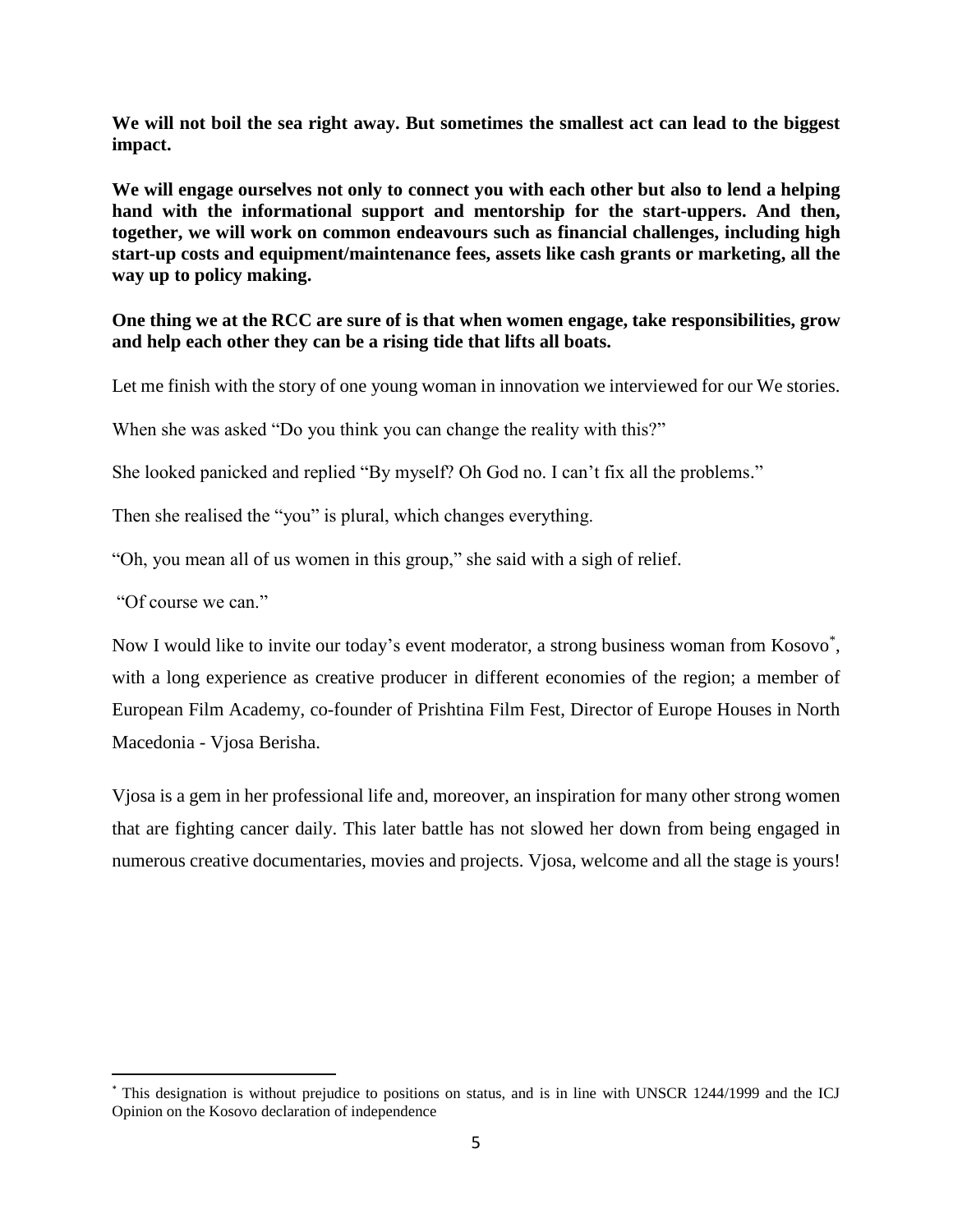**We will not boil the sea right away. But sometimes the smallest act can lead to the biggest impact.**

**We will engage ourselves not only to connect you with each other but also to lend a helping hand with the informational support and mentorship for the start-uppers. And then, together, we will work on common endeavours such as financial challenges, including high start-up costs and equipment/maintenance fees, assets like cash grants or marketing, all the way up to policy making.**

**One thing we at the RCC are sure of is that when women engage, take responsibilities, grow and help each other they can be a rising tide that lifts all boats.**

Let me finish with the story of one young woman in innovation we interviewed for our We stories.

When she was asked "Do you think you can change the reality with this?"

She looked panicked and replied "By myself? Oh God no. I can't fix all the problems."

Then she realised the "you" is plural, which changes everything.

"Oh, you mean all of us women in this group," she said with a sigh of relief.

"Of course we can."

Now I would like to invite our today's event moderator, a strong business woman from Kosovo*, with a long experience as creative producer in different economies of the region; a member of European Film Academy, co-founder of Prishtina Film Fest, Director of Europe Houses in North Macedonia - Vjosa Berisha.

Vjosa is a gem in her professional life and, moreover, an inspiration for many other strong women that are fighting cancer daily. This later battle has not slowed her down from being engaged in numerous creative documentaries, movies and projects. Vjosa, welcome and all the stage is yours!

---

* This designation is without prejudice to positions on status, and is in line with UNSCR 1244/1999 and the ICJ Opinion on the Kosovo declaration of independence